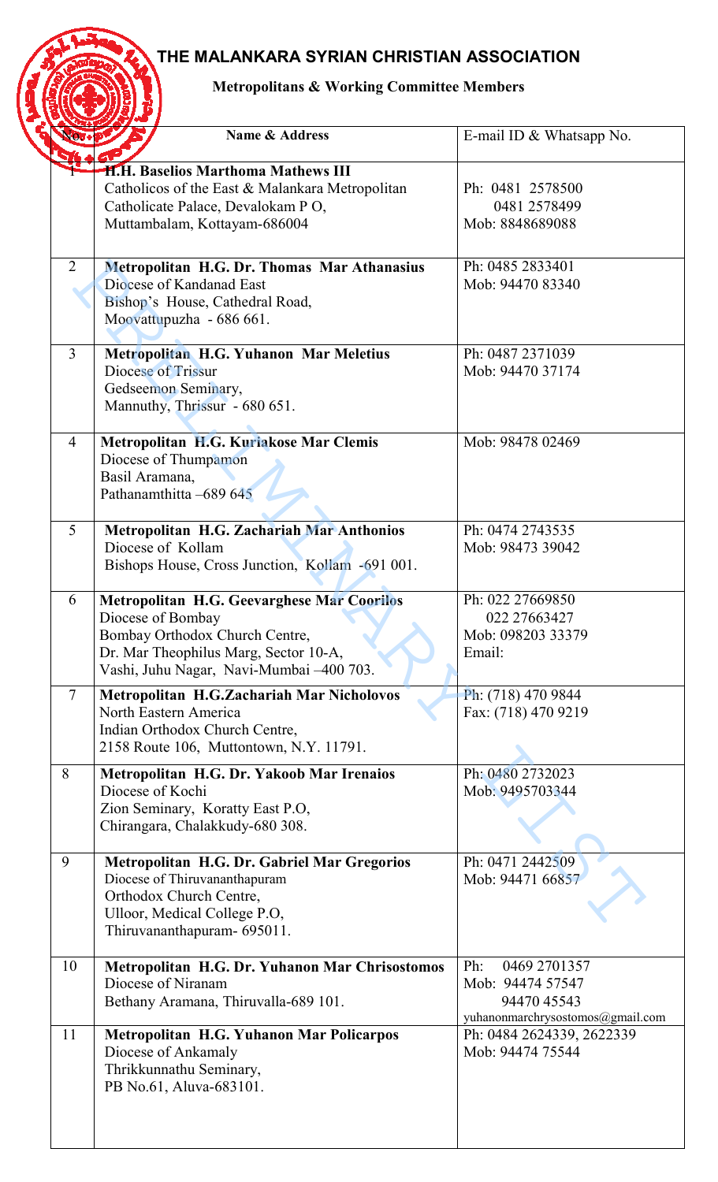# THE MALANKARA SYRIAN CHRISTIAN ASSOCIATION

## Metropolitans & Working Committee Members

| No. | Name & Address | E-mail ID & Whatsapp No. |
|---|---|---|
| 1 | **H.H. Baselios Marthoma Mathews III**<br>Catholicos of the East & Malankara Metropolitan<br>Catholicate Palace, Devalokam P O,<br>Muttambalam, Kottayam-686004 | Ph: 0481 2578500<br>0481 2578499<br>Mob: 8848689088 |
| 2 | **Metropolitan H.G. Dr. Thomas Mar Athanasius**<br>Diocese of Kandanad East<br>Bishop's House, Cathedral Road,<br>Moovattupuzha - 686 661. | Ph: 0485 2833401<br>Mob: 94470 83340 |
| 3 | **Metropolitan H.G. Yuhanon Mar Meletius**<br>Diocese of Trissur<br>Gedseemon Seminary,<br>Mannuthy, Thrissur - 680 651. | Ph: 0487 2371039<br>Mob: 94470 37174 |
| 4 | **Metropolitan H.G. Kuriakose Mar Clemis**<br>Diocese of Thumpamon<br>Basil Aramana,<br>Pathanamthitta –689 645 | Mob: 98478 02469 |
| 5 | **Metropolitan H.G. Zachariah Mar Anthonios**<br>Diocese of Kollam<br>Bishops House, Cross Junction, Kollam -691 001. | Ph: 0474 2743535<br>Mob: 98473 39042 |
| 6 | **Metropolitan H.G. Geevarghese Mar Coorilos**<br>Diocese of Bombay<br>Bombay Orthodox Church Centre,<br>Dr. Mar Theophilus Marg, Sector 10-A,<br>Vashi, Juhu Nagar, Navi-Mumbai –400 703. | Ph: 022 27669850<br>022 27663427<br>Mob: 098203 33379<br>Email: |
| 7 | **Metropolitan H.G.Zachariah Mar Nicholovos**<br>North Eastern America<br>Indian Orthodox Church Centre,<br>2158 Route 106, Muttontown, N.Y. 11791. | Ph: (718) 470 9844<br>Fax: (718) 470 9219 |
| 8 | **Metropolitan H.G. Dr. Yakoob Mar Irenaios**<br>Diocese of Kochi<br>Zion Seminary, Koratty East P.O,<br>Chirangara, Chalakkudy-680 308. | Ph: 0480 2732023<br>Mob: 9495703344 |
| 9 | **Metropolitan H.G. Dr. Gabriel Mar Gregorios**<br>Diocese of Thiruvananthapuram<br>Orthodox Church Centre,<br>Ulloor, Medical College P.O,<br>Thiruvananthapuram- 695011. | Ph: 0471 2442509<br>Mob: 94471 66857 |
| 10 | **Metropolitan H.G. Dr. Yuhanon Mar Chrisostomos**<br>Diocese of Niranam<br>Bethany Aramana, Thiruvalla-689 101. | Ph: 0469 2701357<br>Mob: 94474 57547<br>94470 45543<br>yuhanonmarchrysostomos@gmail.com |
| 11 | **Metropolitan H.G. Yuhanon Mar Policarpos**<br>Diocese of Ankamaly<br>Thrikkunnathu Seminary,<br>PB No.61, Aluva-683101. | Ph: 0484 2624339, 2622339<br>Mob: 94474 75544 |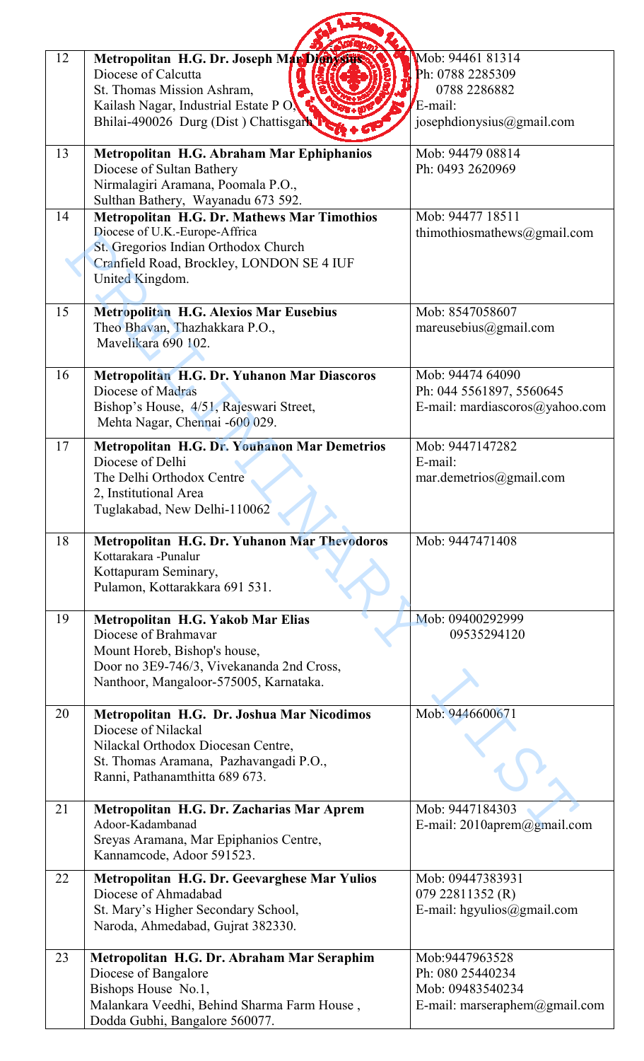| 12 | **Metropolitan H.G. Dr. Joseph Mar Dionysius**<br>Diocese of Calcutta<br>St. Thomas Mission Ashram,<br>Kailash Nagar, Industrial Estate P O,<br>Bhilai-490026 Durg (Dist ) Chattisgarh | Mob: 94461 81314<br>Ph: 0788 2285309<br>0788 2286882<br>E-mail:<br>josephdionysius@gmail.com |
|---|---|---|
| 13 | **Metropolitan H.G. Abraham Mar Ephiphanios**<br>Diocese of Sultan Bathery<br>Nirmalagiri Aramana, Poomala P.O.,<br>Sulthan Bathery, Wayanadu 673 592. | Mob: 94479 08814<br>Ph: 0493 2620969 |
| 14 | **Metropolitan H.G. Dr. Mathews Mar Timothios**<br>Diocese of U.K.-Europe-Affrica<br>St. Gregorios Indian Orthodox Church<br>Cranfield Road, Brockley, LONDON SE 4 IUF<br>United Kingdom. | Mob: 94477 18511<br>thimothiosmathews@gmail.com |
| 15 | **Metropolitan H.G. Alexios Mar Eusebius**<br>Theo Bhavan, Thazhakkara P.O.,<br>Mavelikara 690 102. | Mob: 8547058607<br>mareusebius@gmail.com |
| 16 | **Metropolitan H.G. Dr. Yuhanon Mar Diascoros**<br>Diocese of Madras<br>Bishop's House, 4/51, Rajeswari Street,<br>Mehta Nagar, Chennai -600 029. | Mob: 94474 64090<br>Ph: 044 5561897, 5560645<br>E-mail: mardiascoros@yahoo.com |
| 17 | **Metropolitan H.G. Dr. Youhanon Mar Demetrios**<br>Diocese of Delhi<br>The Delhi Orthodox Centre<br>2, Institutional Area<br>Tuglakabad, New Delhi-110062 | Mob: 9447147282<br>E-mail:<br>mar.demetrios@gmail.com |
| 18 | **Metropolitan H.G. Dr. Yuhanon Mar Thevodoros**<br>Kottarakara -Punalur<br>Kottapuram Seminary,<br>Pulamon, Kottarakkara 691 531. | Mob: 9447471408 |
| 19 | **Metropolitan H.G. Yakob Mar Elias**<br>Diocese of Brahmavar<br>Mount Horeb, Bishop's house,<br>Door no 3E9-746/3, Vivekananda 2nd Cross,<br>Nanthoor, Mangaloor-575005, Karnataka. | Mob: 09400292999<br>09535294120 |
| 20 | **Metropolitan H.G. Dr. Joshua Mar Nicodimos**<br>Diocese of Nilackal<br>Nilackal Orthodox Diocesan Centre,<br>St. Thomas Aramana, Pazhavangadi P.O.,<br>Ranni, Pathanamthitta 689 673. | Mob: 9446600671 |
| 21 | **Metropolitan H.G. Dr. Zacharias Mar Aprem**<br>Adoor-Kadambanad<br>Sreyas Aramana, Mar Epiphanios Centre,<br>Kannamcode, Adoor 591523. | Mob: 9447184303<br>E-mail: 2010aprem@gmail.com |
| 22 | **Metropolitan H.G. Dr. Geevarghese Mar Yulios**<br>Diocese of Ahmadabad<br>St. Mary's Higher Secondary School,<br>Naroda, Ahmedabad, Gujrat 382330. | Mob: 09447383931<br>079 22811352 (R)<br>E-mail: hgyulios@gmail.com |
| 23 | **Metropolitan H.G. Dr. Abraham Mar Seraphim**<br>Diocese of Bangalore<br>Bishops House No.1,<br>Malankara Veedhi, Behind Sharma Farm House ,<br>Dodda Gubhi, Bangalore 560077. | Mob:9447963528<br>Ph: 080 25440234<br>Mob: 09483540234<br>E-mail: marseraphem@gmail.com |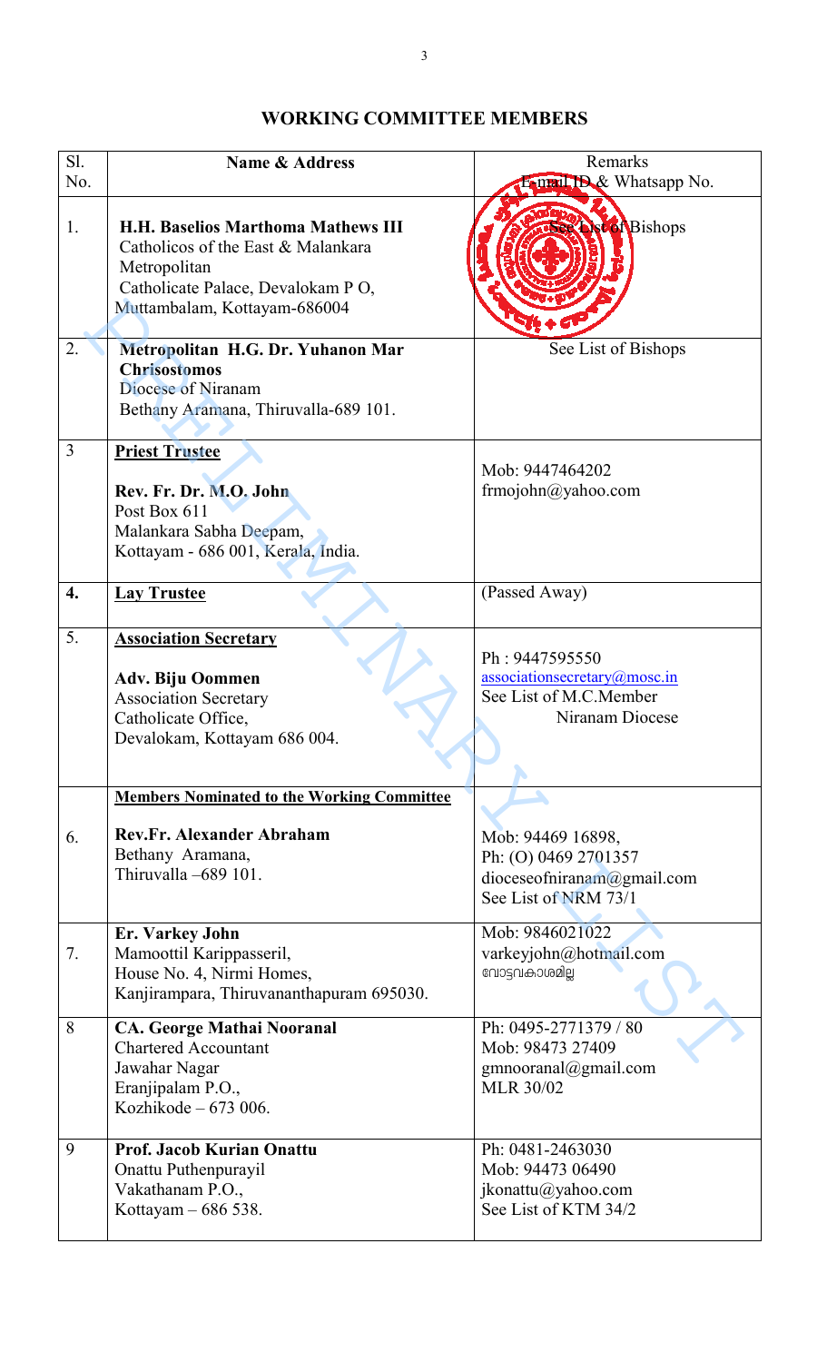## WORKING COMMITTEE MEMBERS

| Sl. No. | Name & Address | Remarks E-mail ID & Whatsapp No. |
|---|---|---|
| 1. | **H.H. Baselios Marthoma Mathews III** Catholicos of the East & Malankara Metropolitan Catholicate Palace, Devalokam P O, Muttambalam, Kottayam-686004 | See List of Bishops |
| 2. | **Metropolitan H.G. Dr. Yuhanon Mar Chrisostomos** Diocese of Niranam Bethany Aramana, Thiruvalla-689 101. | See List of Bishops |
| 3 | **Priest Trustee** **Rev. Fr. Dr. M.O. John** Post Box 611 Malankara Sabha Deepam, Kottayam - 686 001, Kerala, India. | Mob: 9447464202 frmojohn@yahoo.com |
| **4.** | **Lay Trustee** | (Passed Away) |
| 5. | **Association Secretary** **Adv. Biju Oommen** Association Secretary Catholicate Office, Devalokam, Kottayam 686 004. | Ph : 9447595550 associationsecretary@mosc.in See List of M.C.Member Niranam Diocese |
| | **Members Nominated to the Working Committee** | |
| 6. | **Rev.Fr. Alexander Abraham** Bethany Aramana, Thiruvalla –689 101. | Mob: 94469 16898, Ph: (O) 0469 2701357 dioceseofniranam@gmail.com See List of NRM 73/1 |
| 7. | **Er. Varkey John** Mamoottil Karippasseril, House No. 4, Nirmi Homes, Kanjirampara, Thiruvananthapuram 695030. | Mob: 9846021022 varkeyjohn@hotmail.com വോട്ടവകാശമില്ല |
| 8 | **CA. George Mathai Nooranal** Chartered Accountant Jawahar Nagar Eranjipalam P.O., Kozhikode – 673 006. | Ph: 0495-2771379 / 80 Mob: 98473 27409 gmnooranal@gmail.com MLR 30/02 |
| 9 | **Prof. Jacob Kurian Onattu** Onattu Puthenpurayil Vakathanam P.O., Kottayam – 686 538. | Ph: 0481-2463030 Mob: 94473 06490 jkonattu@yahoo.com See List of KTM 34/2 |